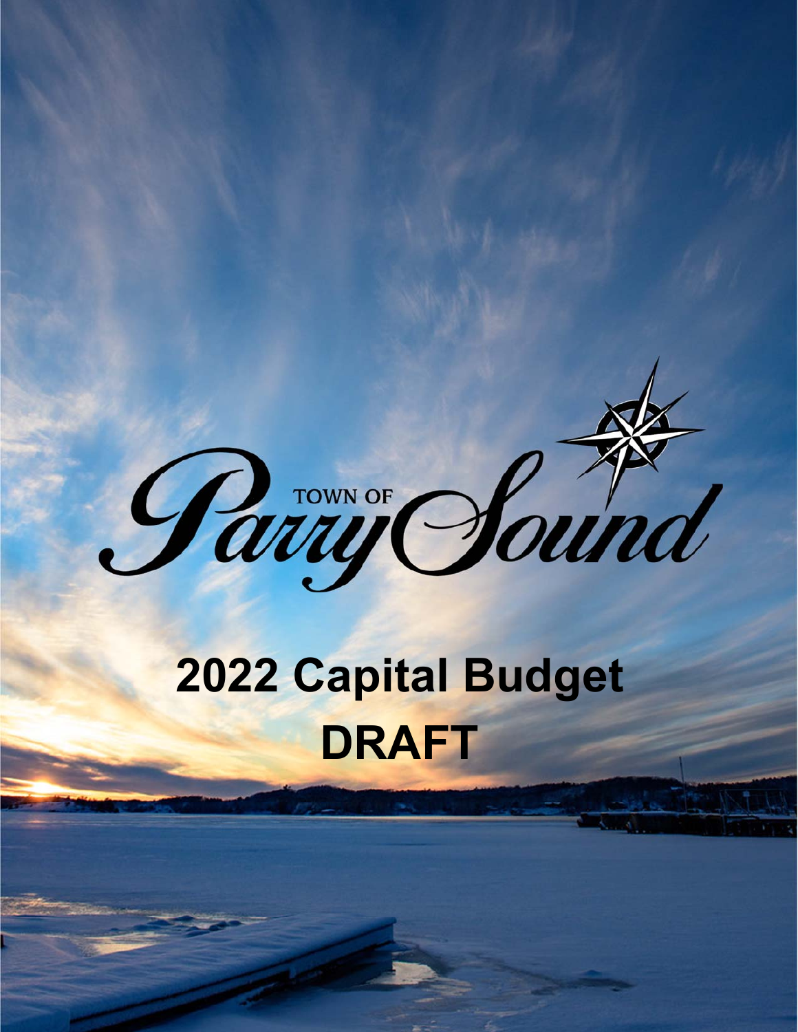TOWN OF Parry Sound

# 2022 Capital Budget

# DRAFT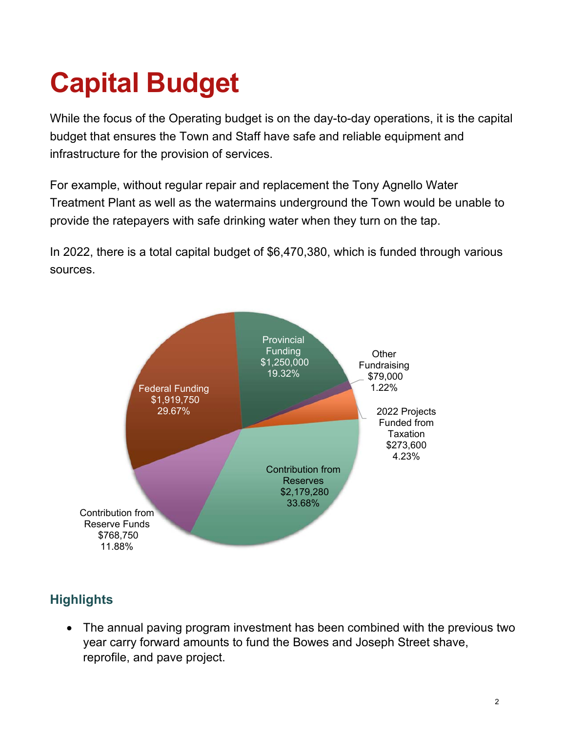# Capital Budget

While the focus of the Operating budget is on the day-to-day operations, it is the capital budget that ensures the Town and Staff have safe and reliable equipment and infrastructure for the provision of services.

For example, without regular repair and replacement the Tony Agnello Water Treatment Plant as well as the watermains underground the Town would be unable to provide the ratepayers with safe drinking water when they turn on the tap.

In 2022, there is a total capital budget of $6,470,380, which is funded through various sources.

Provincial Funding $1,250,000 19.32%

Other Fundraising $79,000 1.22%

2022 Projects Funded from Taxation $273,600 4.23%

Contribution from Reserves $2,179,280 33.68%

Contribution from Reserve Funds $768,750 11.88%

Federal Funding $1,919,750 29.67%

## Highlights

- The annual paving program investment has been combined with the previous two year carry forward amounts to fund the Bowes and Joseph Street shave, reprofile, and pave project.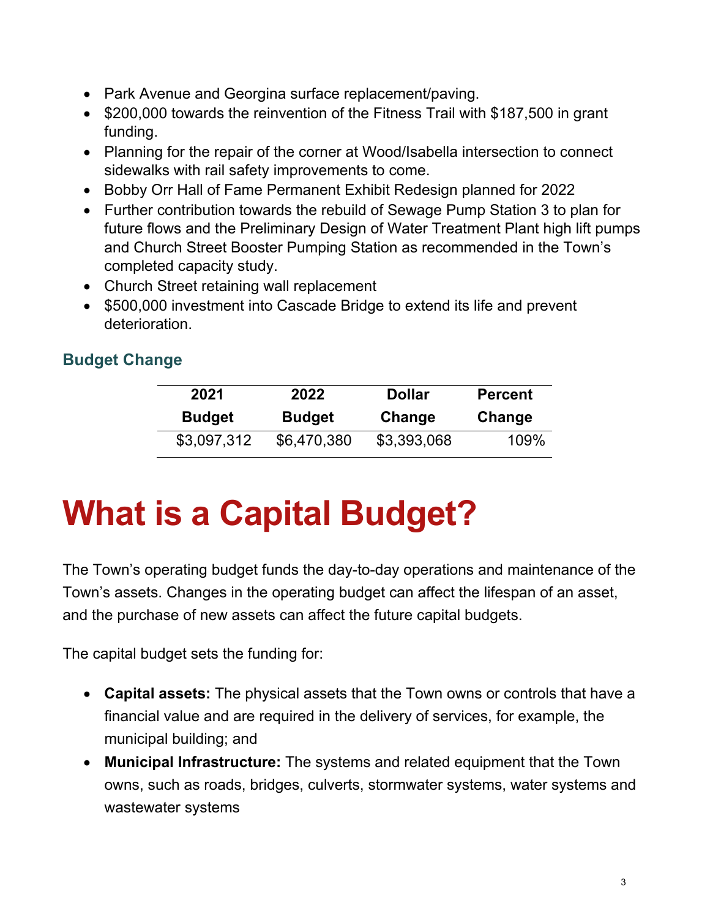- Park Avenue and Georgina surface replacement/paving.
- $200,000 towards the reinvention of the Fitness Trail with $187,500 in grant funding.
- Planning for the repair of the corner at Wood/Isabella intersection to connect sidewalks with rail safety improvements to come.
- Bobby Orr Hall of Fame Permanent Exhibit Redesign planned for 2022
- Further contribution towards the rebuild of Sewage Pump Station 3 to plan for future flows and the Preliminary Design of Water Treatment Plant high lift pumps and Church Street Booster Pumping Station as recommended in the Town's completed capacity study.
- Church Street retaining wall replacement
- $500,000 investment into Cascade Bridge to extend its life and prevent deterioration.

### Budget Change

| 2021 Budget | 2022 Budget | Dollar Change | Percent Change |
|---|---|---|---|
| $3,097,312 | $6,470,380 | $3,393,068 | 109% |

# What is a Capital Budget?

The Town's operating budget funds the day-to-day operations and maintenance of the Town's assets. Changes in the operating budget can affect the lifespan of an asset, and the purchase of new assets can affect the future capital budgets.

The capital budget sets the funding for:

- **Capital assets:** The physical assets that the Town owns or controls that have a financial value and are required in the delivery of services, for example, the municipal building; and
- **Municipal Infrastructure:** The systems and related equipment that the Town owns, such as roads, bridges, culverts, stormwater systems, water systems and wastewater systems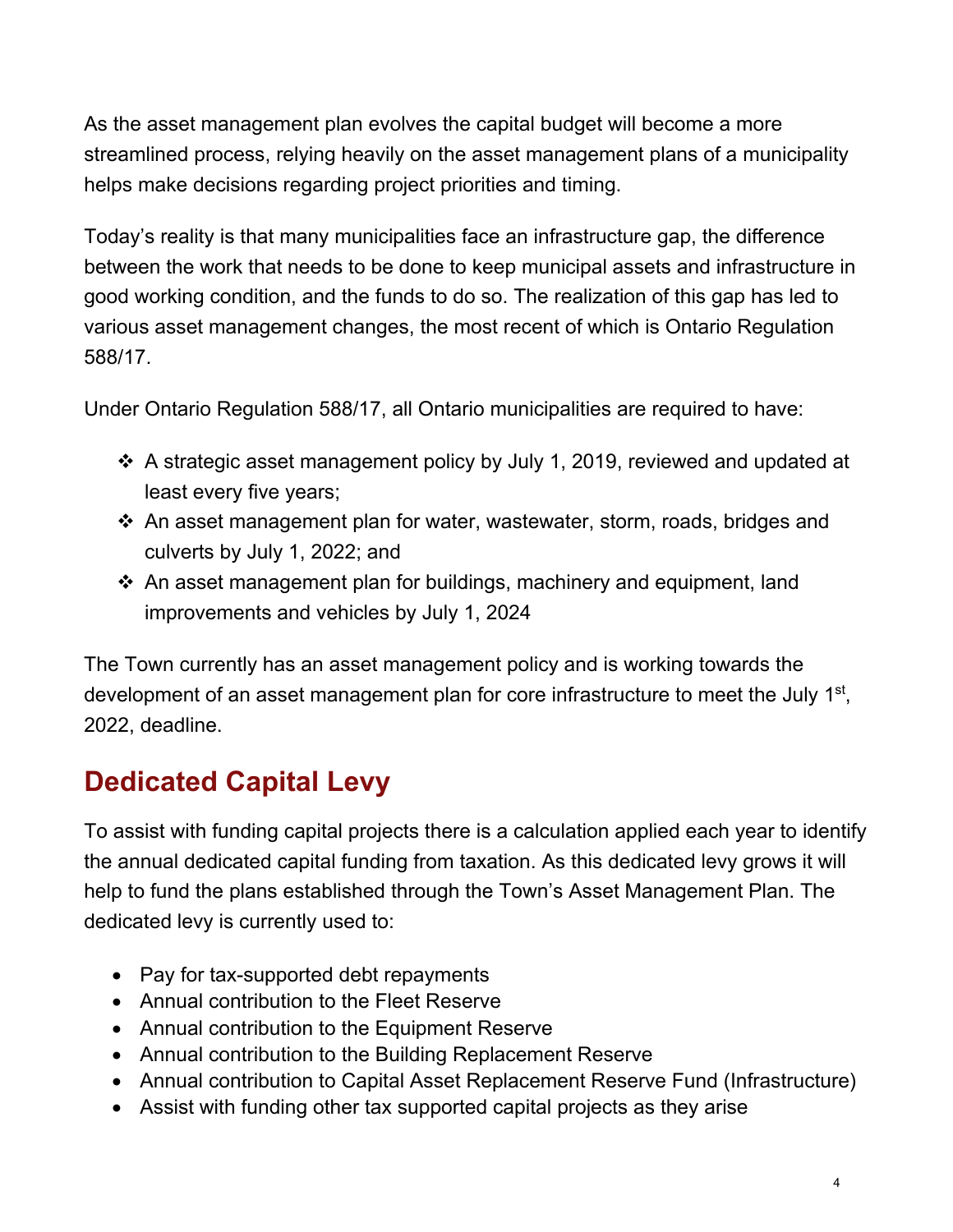As the asset management plan evolves the capital budget will become a more streamlined process, relying heavily on the asset management plans of a municipality helps make decisions regarding project priorities and timing.

Today's reality is that many municipalities face an infrastructure gap, the difference between the work that needs to be done to keep municipal assets and infrastructure in good working condition, and the funds to do so. The realization of this gap has led to various asset management changes, the most recent of which is Ontario Regulation 588/17.

Under Ontario Regulation 588/17, all Ontario municipalities are required to have:

- A strategic asset management policy by July 1, 2019, reviewed and updated at least every five years;
- An asset management plan for water, wastewater, storm, roads, bridges and culverts by July 1, 2022; and
- An asset management plan for buildings, machinery and equipment, land improvements and vehicles by July 1, 2024

The Town currently has an asset management policy and is working towards the development of an asset management plan for core infrastructure to meet the July 1st, 2022, deadline.

## Dedicated Capital Levy

To assist with funding capital projects there is a calculation applied each year to identify the annual dedicated capital funding from taxation. As this dedicated levy grows it will help to fund the plans established through the Town's Asset Management Plan. The dedicated levy is currently used to:

- Pay for tax-supported debt repayments
- Annual contribution to the Fleet Reserve
- Annual contribution to the Equipment Reserve
- Annual contribution to the Building Replacement Reserve
- Annual contribution to Capital Asset Replacement Reserve Fund (Infrastructure)
- Assist with funding other tax supported capital projects as they arise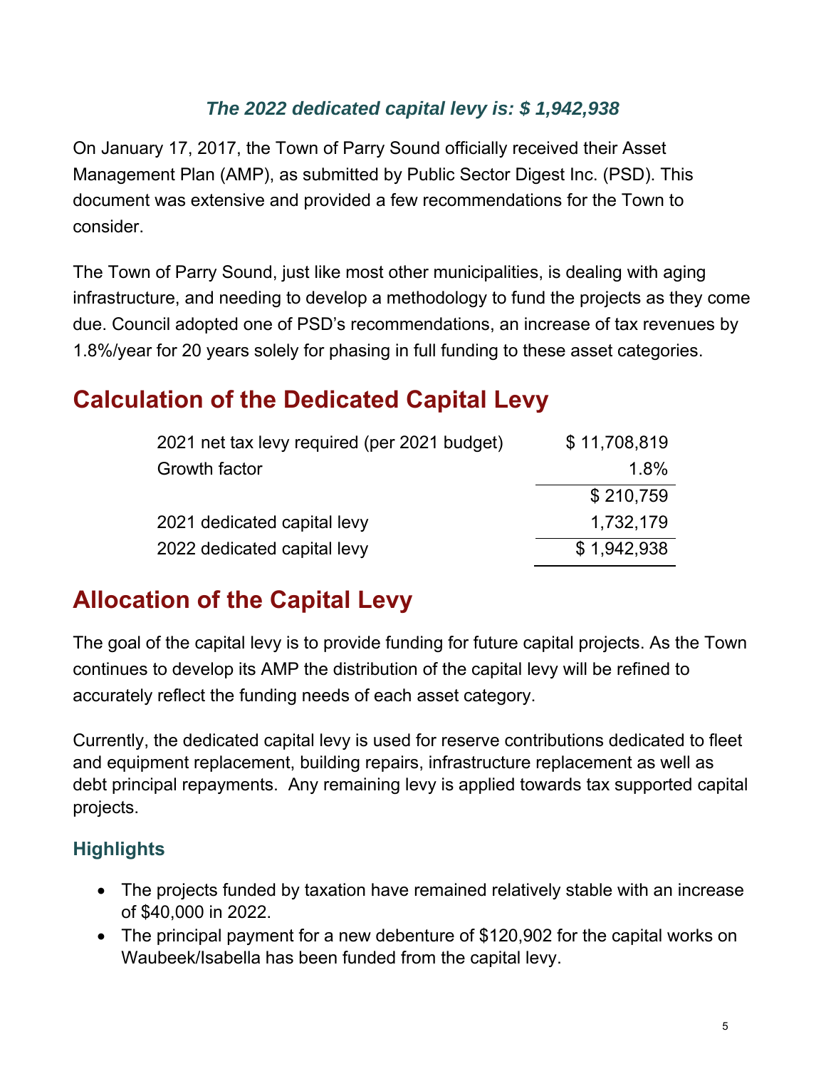***The 2022 dedicated capital levy is: $ 1,942,938***

On January 17, 2017, the Town of Parry Sound officially received their Asset Management Plan (AMP), as submitted by Public Sector Digest Inc. (PSD). This document was extensive and provided a few recommendations for the Town to consider.

The Town of Parry Sound, just like most other municipalities, is dealing with aging infrastructure, and needing to develop a methodology to fund the projects as they come due. Council adopted one of PSD's recommendations, an increase of tax revenues by 1.8%/year for 20 years solely for phasing in full funding to these asset categories.

## Calculation of the Dedicated Capital Levy

| | |
|---|---|
| 2021 net tax levy required (per 2021 budget) | $ 11,708,819 |
| Growth factor | 1.8% |
| | $ 210,759 |
| 2021 dedicated capital levy | 1,732,179 |
| 2022 dedicated capital levy | $ 1,942,938 |

## Allocation of the Capital Levy

The goal of the capital levy is to provide funding for future capital projects. As the Town continues to develop its AMP the distribution of the capital levy will be refined to accurately reflect the funding needs of each asset category.

Currently, the dedicated capital levy is used for reserve contributions dedicated to fleet and equipment replacement, building repairs, infrastructure replacement as well as debt principal repayments. Any remaining levy is applied towards tax supported capital projects.

### Highlights

- The projects funded by taxation have remained relatively stable with an increase of $40,000 in 2022.
- The principal payment for a new debenture of $120,902 for the capital works on Waubeek/Isabella has been funded from the capital levy.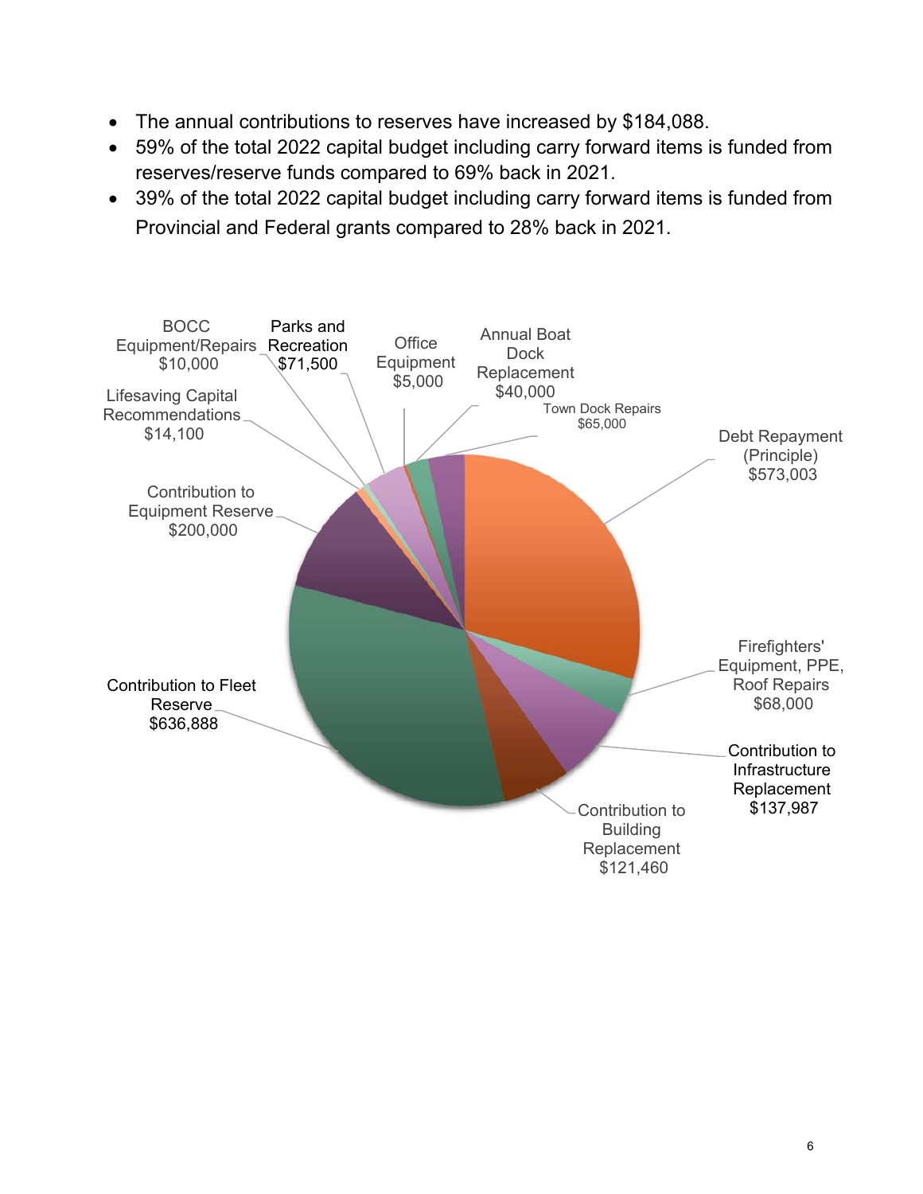- The annual contributions to reserves have increased by $184,088.
- 59% of the total 2022 capital budget including carry forward items is funded from reserves/reserve funds compared to 69% back in 2021.
- 39% of the total 2022 capital budget including carry forward items is funded from Provincial and Federal grants compared to 28% back in 2021.

BOCC Equipment/Repairs $10,000

Parks and Recreation $71,500

Office Equipment $5,000

Annual Boat Dock Replacement $40,000

Town Dock Repairs $65,000

Debt Repayment (Principle) $573,003

Lifesaving Capital Recommendations $14,100

Contribution to Equipment Reserve $200,000

Contribution to Fleet Reserve $636,888

Firefighters' Equipment, PPE, Roof Repairs $68,000

Contribution to Infrastructure Replacement $137,987

Contribution to Building Replacement $121,460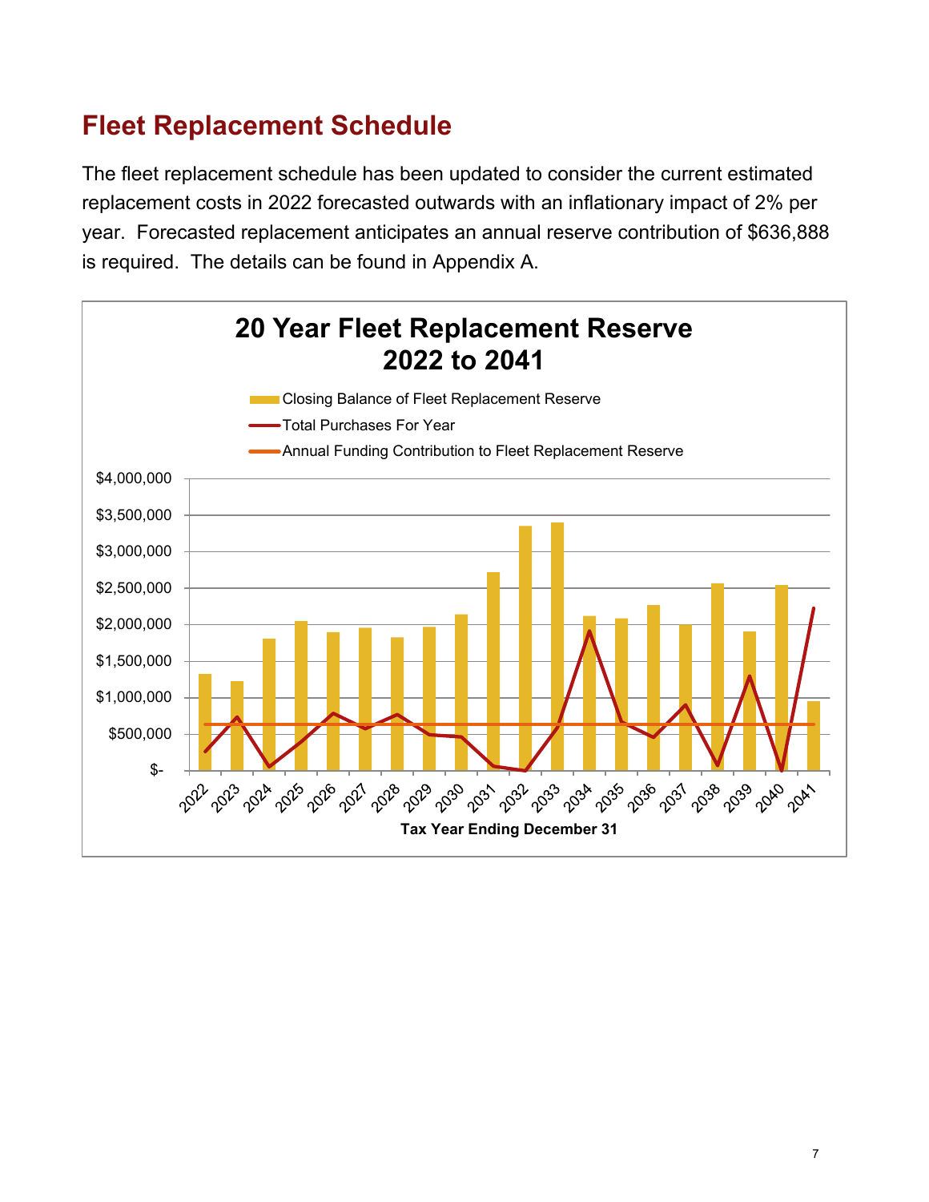## Fleet Replacement Schedule

The fleet replacement schedule has been updated to consider the current estimated replacement costs in 2022 forecasted outwards with an inflationary impact of 2% per year. Forecasted replacement anticipates an annual reserve contribution of $636,888 is required. The details can be found in Appendix A.

**20 Year Fleet Replacement Reserve 2022 to 2041**

- Closing Balance of Fleet Replacement Reserve
- Total Purchases For Year
- Annual Funding Contribution to Fleet Replacement Reserve

Tax Year Ending December 31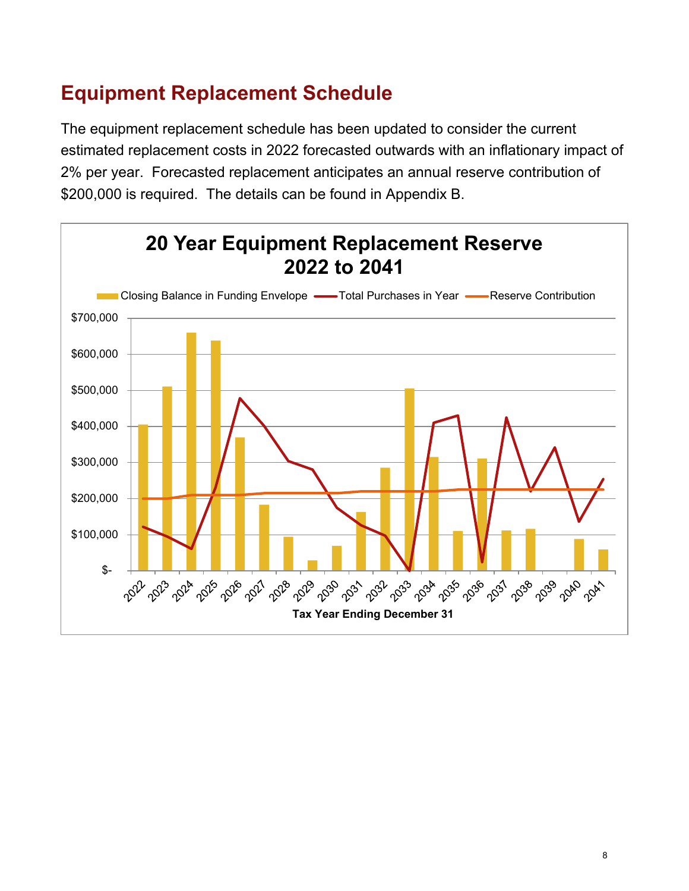## Equipment Replacement Schedule

The equipment replacement schedule has been updated to consider the current estimated replacement costs in 2022 forecasted outwards with an inflationary impact of 2% per year. Forecasted replacement anticipates an annual reserve contribution of $200,000 is required. The details can be found in Appendix B.

**20 Year Equipment Replacement Reserve 2022 to 2041**

Legend: Closing Balance in Funding Envelope; Total Purchases in Year; Reserve Contribution

Y-axis: $- to $700,000

X-axis: Tax Year Ending December 31 (2022–2041)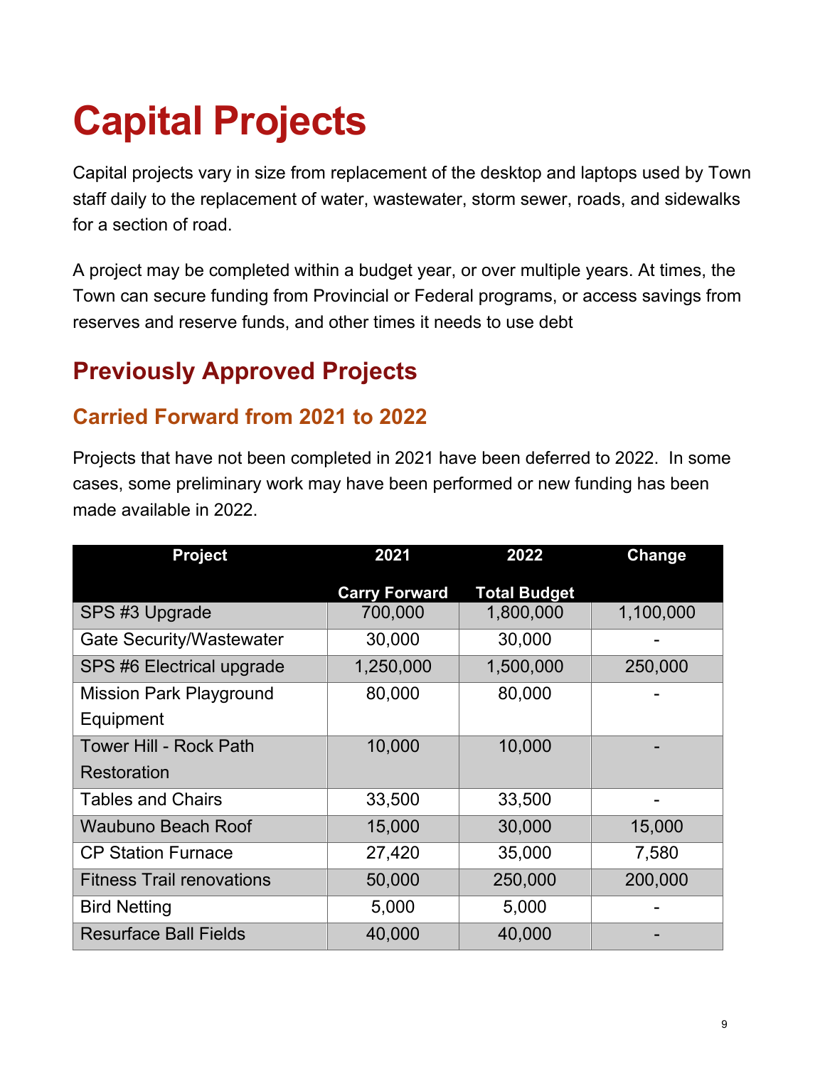# Capital Projects

Capital projects vary in size from replacement of the desktop and laptops used by Town staff daily to the replacement of water, wastewater, storm sewer, roads, and sidewalks for a section of road.

A project may be completed within a budget year, or over multiple years. At times, the Town can secure funding from Provincial or Federal programs, or access savings from reserves and reserve funds, and other times it needs to use debt

## Previously Approved Projects

### Carried Forward from 2021 to 2022

Projects that have not been completed in 2021 have been deferred to 2022. In some cases, some preliminary work may have been performed or new funding has been made available in 2022.

| Project | 2021 Carry Forward | 2022 Total Budget | Change |
|---|---|---|---|
| SPS #3 Upgrade | 700,000 | 1,800,000 | 1,100,000 |
| Gate Security/Wastewater | 30,000 | 30,000 | - |
| SPS #6 Electrical upgrade | 1,250,000 | 1,500,000 | 250,000 |
| Mission Park Playground Equipment | 80,000 | 80,000 | - |
| Tower Hill - Rock Path Restoration | 10,000 | 10,000 | - |
| Tables and Chairs | 33,500 | 33,500 | - |
| Waubuno Beach Roof | 15,000 | 30,000 | 15,000 |
| CP Station Furnace | 27,420 | 35,000 | 7,580 |
| Fitness Trail renovations | 50,000 | 250,000 | 200,000 |
| Bird Netting | 5,000 | 5,000 | - |
| Resurface Ball Fields | 40,000 | 40,000 | - |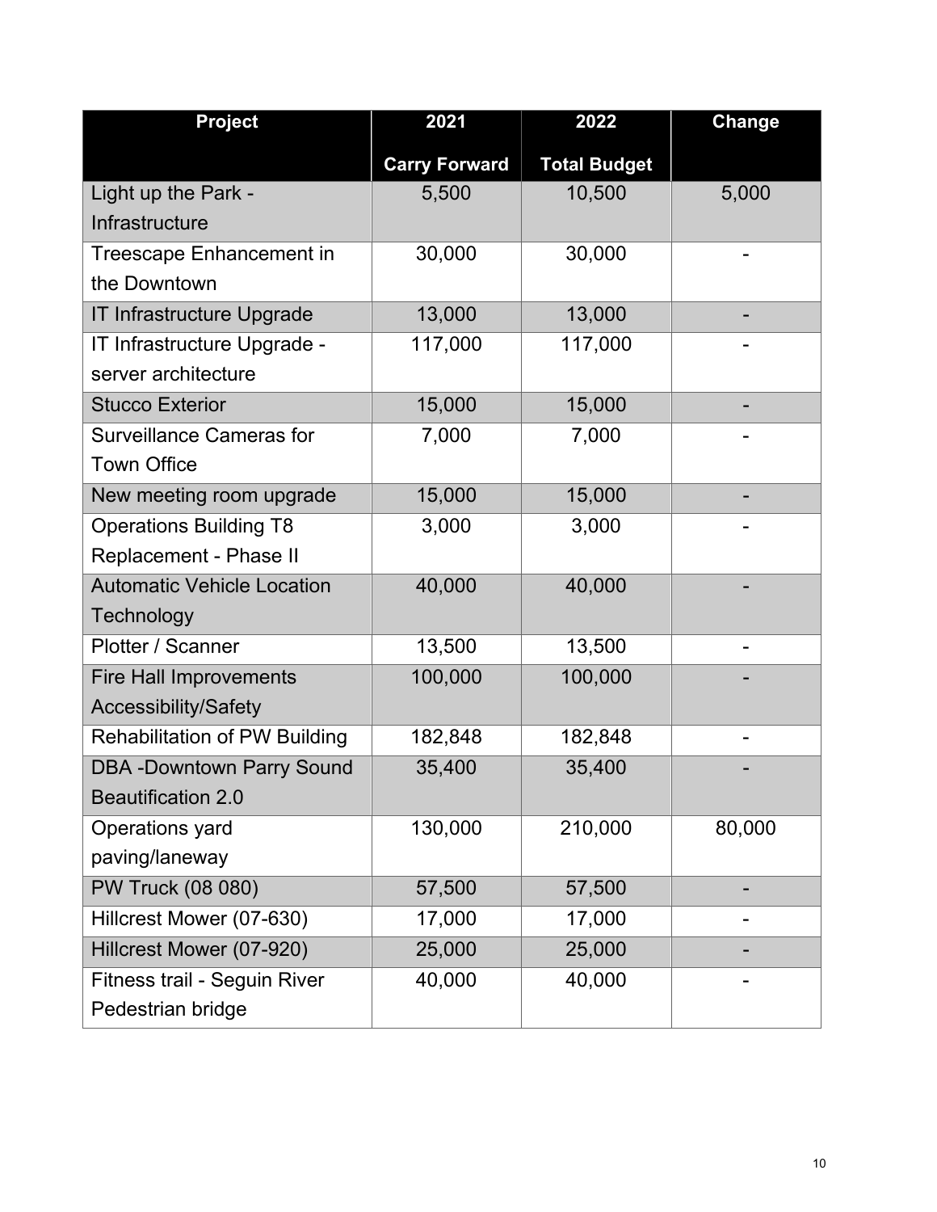| Project | 2021<br>Carry Forward | 2022<br>Total Budget | Change |
|---|---|---|---|
| Light up the Park - Infrastructure | 5,500 | 10,500 | 5,000 |
| Treescape Enhancement in the Downtown | 30,000 | 30,000 | - |
| IT Infrastructure Upgrade | 13,000 | 13,000 | - |
| IT Infrastructure Upgrade - server architecture | 117,000 | 117,000 | - |
| Stucco Exterior | 15,000 | 15,000 | - |
| Surveillance Cameras for Town Office | 7,000 | 7,000 | - |
| New meeting room upgrade | 15,000 | 15,000 | - |
| Operations Building T8 Replacement - Phase II | 3,000 | 3,000 | - |
| Automatic Vehicle Location Technology | 40,000 | 40,000 | - |
| Plotter / Scanner | 13,500 | 13,500 | - |
| Fire Hall Improvements Accessibility/Safety | 100,000 | 100,000 | - |
| Rehabilitation of PW Building | 182,848 | 182,848 | - |
| DBA -Downtown Parry Sound Beautification 2.0 | 35,400 | 35,400 | - |
| Operations yard paving/laneway | 130,000 | 210,000 | 80,000 |
| PW Truck (08 080) | 57,500 | 57,500 | - |
| Hillcrest Mower (07-630) | 17,000 | 17,000 | - |
| Hillcrest Mower (07-920) | 25,000 | 25,000 | - |
| Fitness trail - Seguin River Pedestrian bridge | 40,000 | 40,000 | - |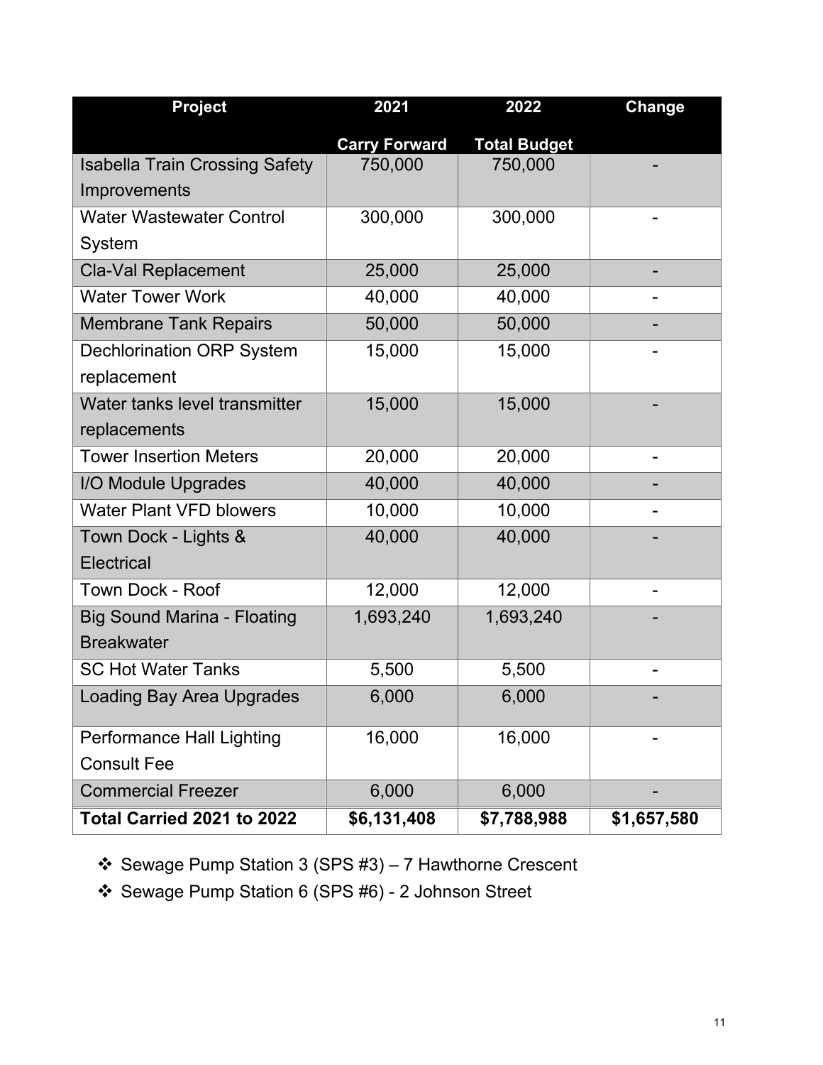| Project | 2021<br>Carry Forward | 2022<br>Total Budget | Change |
|---|---|---|---|
| Isabella Train Crossing Safety Improvements | 750,000 | 750,000 | - |
| Water Wastewater Control System | 300,000 | 300,000 | - |
| Cla-Val Replacement | 25,000 | 25,000 | - |
| Water Tower Work | 40,000 | 40,000 | - |
| Membrane Tank Repairs | 50,000 | 50,000 | - |
| Dechlorination ORP System replacement | 15,000 | 15,000 | - |
| Water tanks level transmitter replacements | 15,000 | 15,000 | - |
| Tower Insertion Meters | 20,000 | 20,000 | - |
| I/O Module Upgrades | 40,000 | 40,000 | - |
| Water Plant VFD blowers | 10,000 | 10,000 | - |
| Town Dock - Lights & Electrical | 40,000 | 40,000 | - |
| Town Dock - Roof | 12,000 | 12,000 | - |
| Big Sound Marina - Floating Breakwater | 1,693,240 | 1,693,240 | - |
| SC Hot Water Tanks | 5,500 | 5,500 | - |
| Loading Bay Area Upgrades | 6,000 | 6,000 | - |
| Performance Hall Lighting Consult Fee | 16,000 | 16,000 | - |
| Commercial Freezer | 6,000 | 6,000 | - |
| **Total Carried 2021 to 2022** | **$6,131,408** | **$7,788,988** | **$1,657,580** |

- Sewage Pump Station 3 (SPS #3) – 7 Hawthorne Crescent
- Sewage Pump Station 6 (SPS #6) - 2 Johnson Street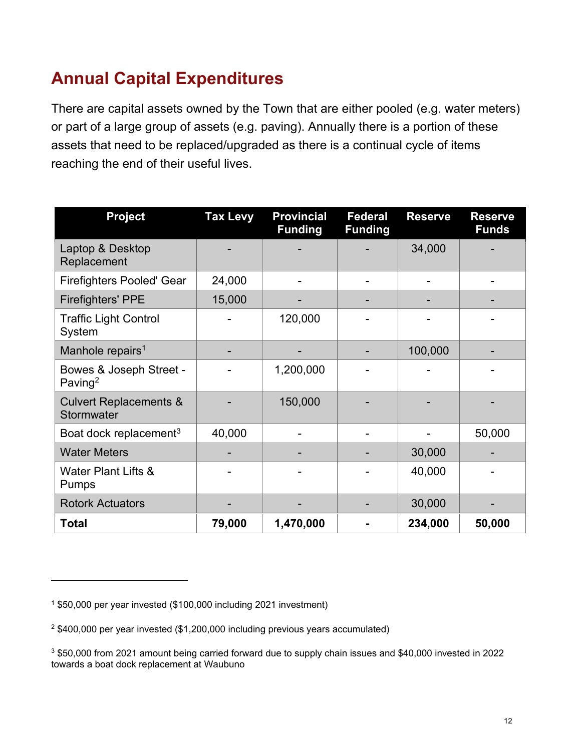## Annual Capital Expenditures

There are capital assets owned by the Town that are either pooled (e.g. water meters) or part of a large group of assets (e.g. paving). Annually there is a portion of these assets that need to be replaced/upgraded as there is a continual cycle of items reaching the end of their useful lives.

| Project | Tax Levy | Provincial Funding | Federal Funding | Reserve | Reserve Funds |
|---|---|---|---|---|---|
| Laptop & Desktop Replacement | - | - | - | 34,000 | - |
| Firefighters Pooled' Gear | 24,000 | - | - | - | - |
| Firefighters' PPE | 15,000 | - | - | - | - |
| Traffic Light Control System | - | 120,000 | - | - | - |
| Manhole repairs[1] | - | - | - | 100,000 | - |
| Bowes & Joseph Street - Paving[2] | - | 1,200,000 | - | - | - |
| Culvert Replacements & Stormwater | - | 150,000 | - | - | - |
| Boat dock replacement[3] | 40,000 | - | - | - | 50,000 |
| Water Meters | - | - | - | 30,000 | - |
| Water Plant Lifts & Pumps | - | - | - | 40,000 | - |
| Rotork Actuators | - | - | - | 30,000 | - |
| **Total** | **79,000** | **1,470,000** | **-** | **234,000** | **50,000** |

[1] $50,000 per year invested ($100,000 including 2021 investment)

[2] $400,000 per year invested ($1,200,000 including previous years accumulated)

[3] $50,000 from 2021 amount being carried forward due to supply chain issues and $40,000 invested in 2022 towards a boat dock replacement at Waubuno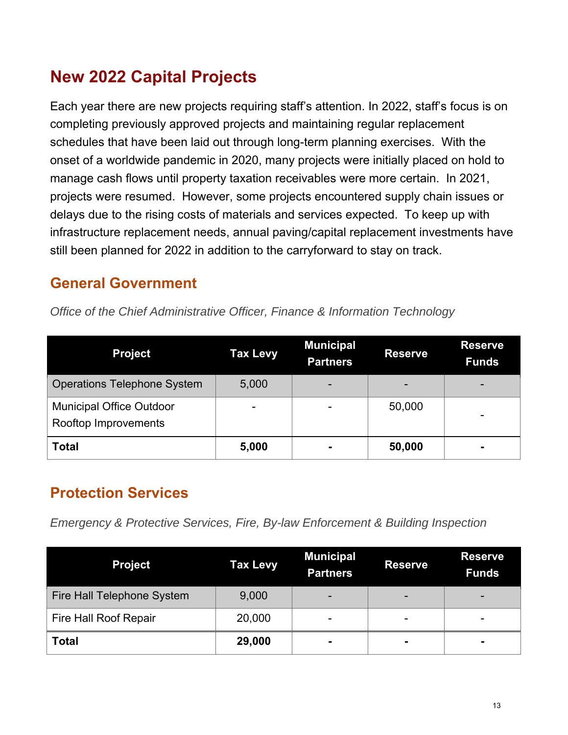# New 2022 Capital Projects

Each year there are new projects requiring staff's attention. In 2022, staff's focus is on completing previously approved projects and maintaining regular replacement schedules that have been laid out through long-term planning exercises. With the onset of a worldwide pandemic in 2020, many projects were initially placed on hold to manage cash flows until property taxation receivables were more certain. In 2021, projects were resumed. However, some projects encountered supply chain issues or delays due to the rising costs of materials and services expected. To keep up with infrastructure replacement needs, annual paving/capital replacement investments have still been planned for 2022 in addition to the carryforward to stay on track.

## General Government

*Office of the Chief Administrative Officer, Finance & Information Technology*

| Project | Tax Levy | Municipal Partners | Reserve | Reserve Funds |
|---|---|---|---|---|
| Operations Telephone System | 5,000 | - | - | - |
| Municipal Office Outdoor Rooftop Improvements | - | - | 50,000 | - |
| **Total** | **5,000** | **-** | **50,000** | **-** |

## Protection Services

*Emergency & Protective Services, Fire, By-law Enforcement & Building Inspection*

| Project | Tax Levy | Municipal Partners | Reserve | Reserve Funds |
|---|---|---|---|---|
| Fire Hall Telephone System | 9,000 | - | - | - |
| Fire Hall Roof Repair | 20,000 | - | - | - |
| **Total** | **29,000** | **-** | **-** | **-** |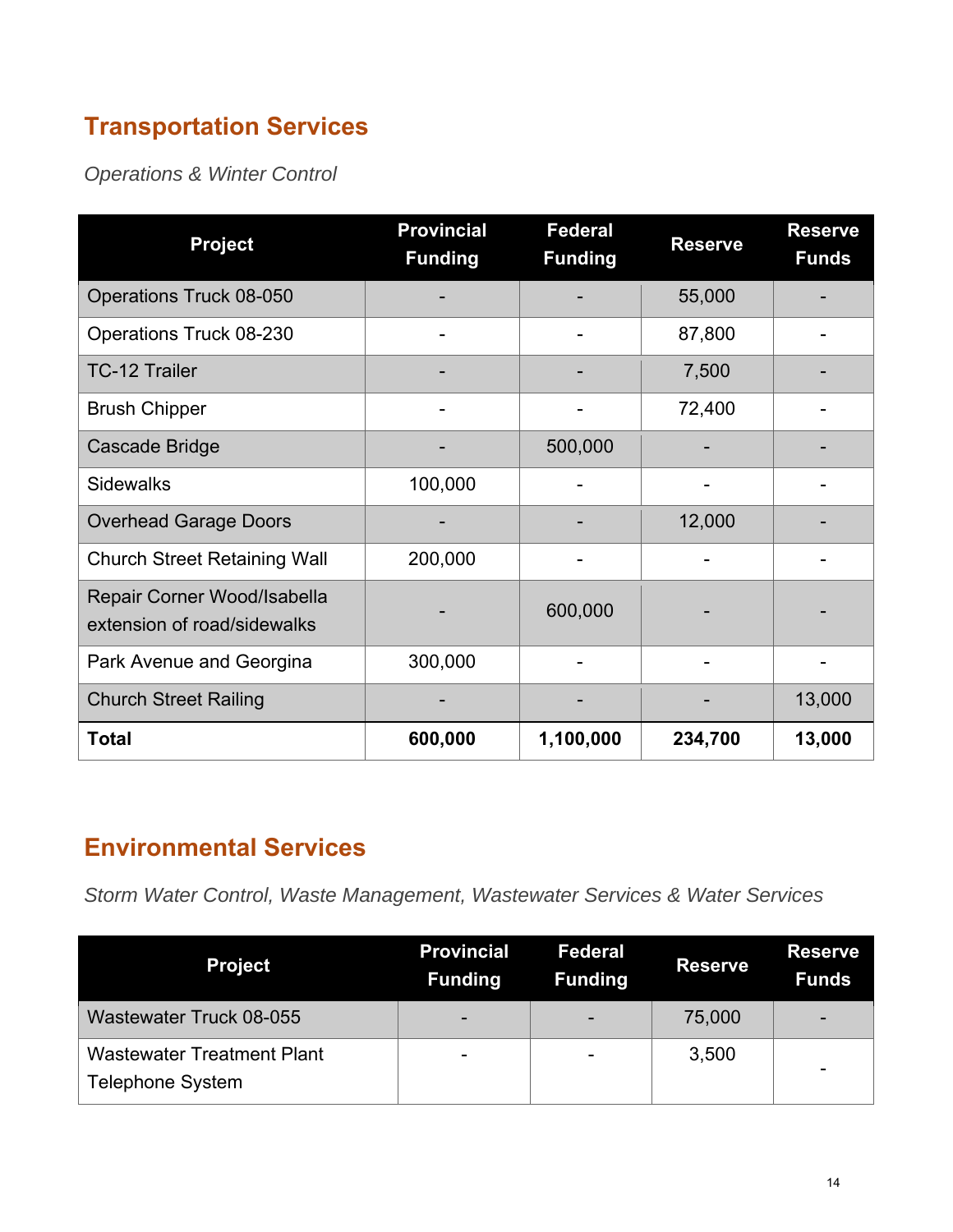## Transportation Services

*Operations & Winter Control*

| Project | Provincial Funding | Federal Funding | Reserve | Reserve Funds |
|---|---|---|---|---|
| Operations Truck 08-050 | - | - | 55,000 | - |
| Operations Truck 08-230 | - | - | 87,800 | - |
| TC-12 Trailer | - | - | 7,500 | - |
| Brush Chipper | - | - | 72,400 | - |
| Cascade Bridge | - | 500,000 | - | - |
| Sidewalks | 100,000 | - | - | - |
| Overhead Garage Doors | - | - | 12,000 | - |
| Church Street Retaining Wall | 200,000 | - | - | - |
| Repair Corner Wood/Isabella extension of road/sidewalks | - | 600,000 | - | - |
| Park Avenue and Georgina | 300,000 | - | - | - |
| Church Street Railing | - | - | - | 13,000 |
| **Total** | **600,000** | **1,100,000** | **234,700** | **13,000** |

## Environmental Services

*Storm Water Control, Waste Management, Wastewater Services & Water Services*

| Project | Provincial Funding | Federal Funding | Reserve | Reserve Funds |
|---|---|---|---|---|
| Wastewater Truck 08-055 | - | - | 75,000 | - |
| Wastewater Treatment Plant Telephone System | - | - | 3,500 | - |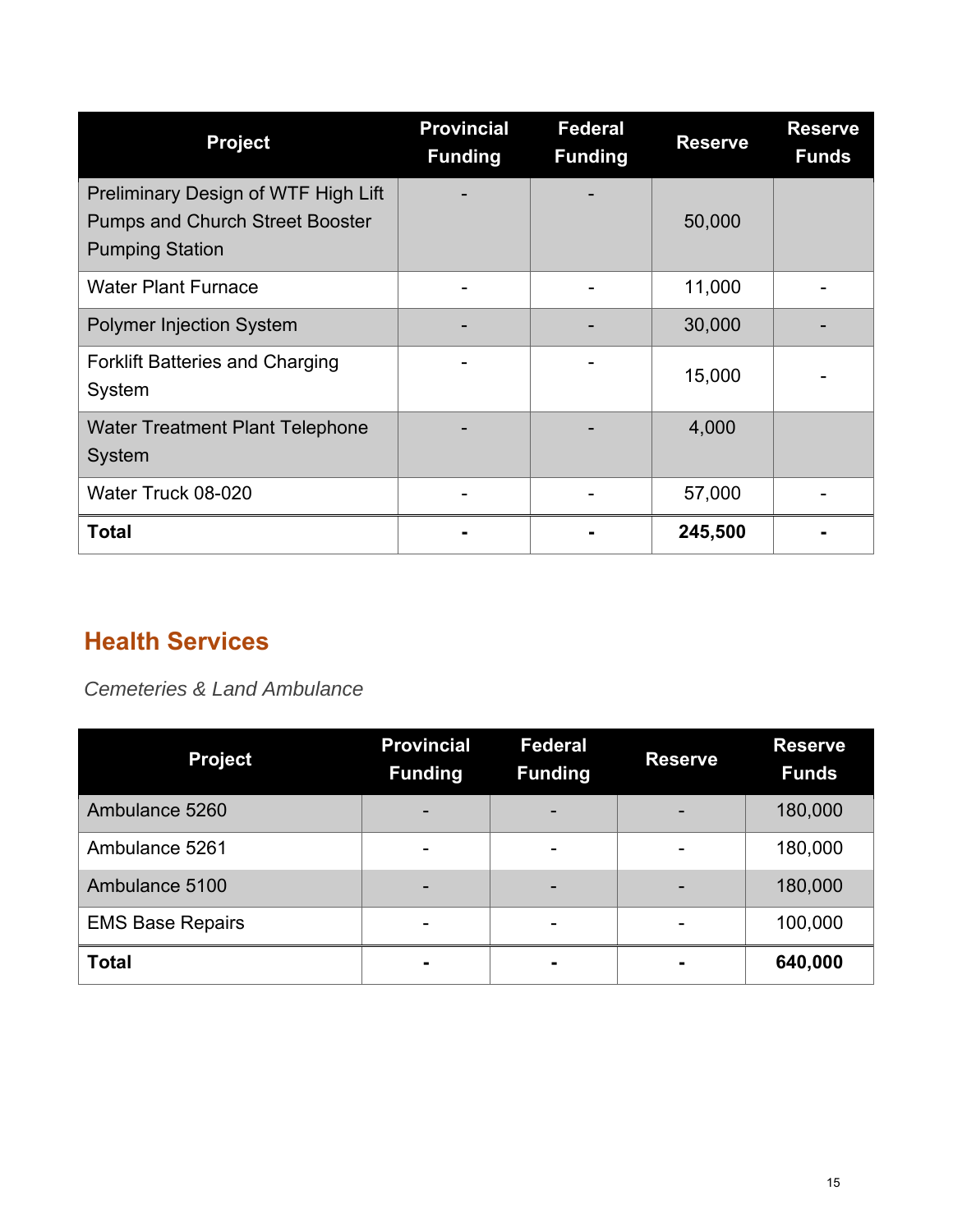| Project | Provincial Funding | Federal Funding | Reserve | Reserve Funds |
|---|---|---|---|---|
| Preliminary Design of WTF High Lift Pumps and Church Street Booster Pumping Station | - | - | 50,000 | |
| Water Plant Furnace | - | - | 11,000 | - |
| Polymer Injection System | - | - | 30,000 | - |
| Forklift Batteries and Charging System | - | - | 15,000 | - |
| Water Treatment Plant Telephone System | - | - | 4,000 | |
| Water Truck 08-020 | - | - | 57,000 | - |
| **Total** | **-** | **-** | **245,500** | **-** |

## Health Services

*Cemeteries & Land Ambulance*

| Project | Provincial Funding | Federal Funding | Reserve | Reserve Funds |
|---|---|---|---|---|
| Ambulance 5260 | - | - | - | 180,000 |
| Ambulance 5261 | - | - | - | 180,000 |
| Ambulance 5100 | - | - | - | 180,000 |
| EMS Base Repairs | - | - | - | 100,000 |
| **Total** | **-** | **-** | **-** | **640,000** |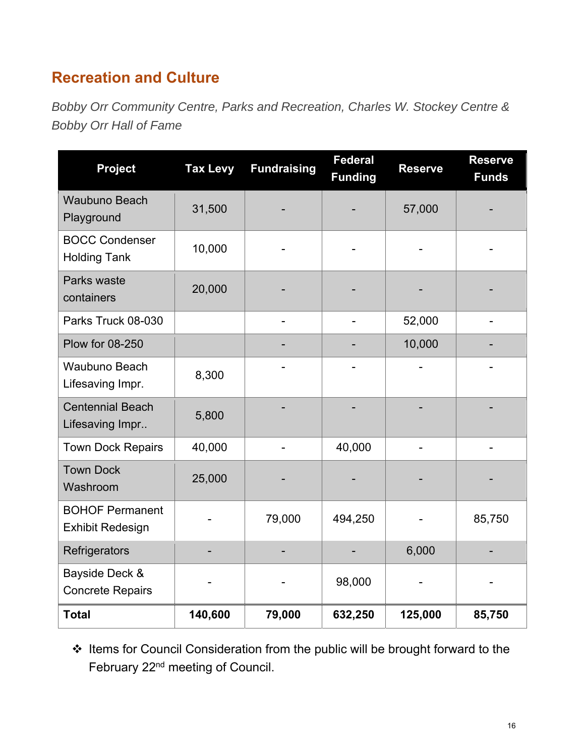## Recreation and Culture

*Bobby Orr Community Centre, Parks and Recreation, Charles W. Stockey Centre & Bobby Orr Hall of Fame*

| Project | Tax Levy | Fundraising | Federal Funding | Reserve | Reserve Funds |
|---|---|---|---|---|---|
| Waubuno Beach Playground | 31,500 | - | - | 57,000 | - |
| BOCC Condenser Holding Tank | 10,000 | - | - | - | - |
| Parks waste containers | 20,000 | - | - | - | - |
| Parks Truck 08-030 | | - | - | 52,000 | - |
| Plow for 08-250 | | - | - | 10,000 | - |
| Waubuno Beach Lifesaving Impr. | 8,300 | - | - | - | - |
| Centennial Beach Lifesaving Impr.. | 5,800 | - | - | - | - |
| Town Dock Repairs | 40,000 | - | 40,000 | - | - |
| Town Dock Washroom | 25,000 | - | - | - | - |
| BOHOF Permanent Exhibit Redesign | - | 79,000 | 494,250 | - | 85,750 |
| Refrigerators | - | - | - | 6,000 | - |
| Bayside Deck & Concrete Repairs | - | - | 98,000 | - | - |
| **Total** | **140,600** | **79,000** | **632,250** | **125,000** | **85,750** |

❖ Items for Council Consideration from the public will be brought forward to the February 22nd meeting of Council.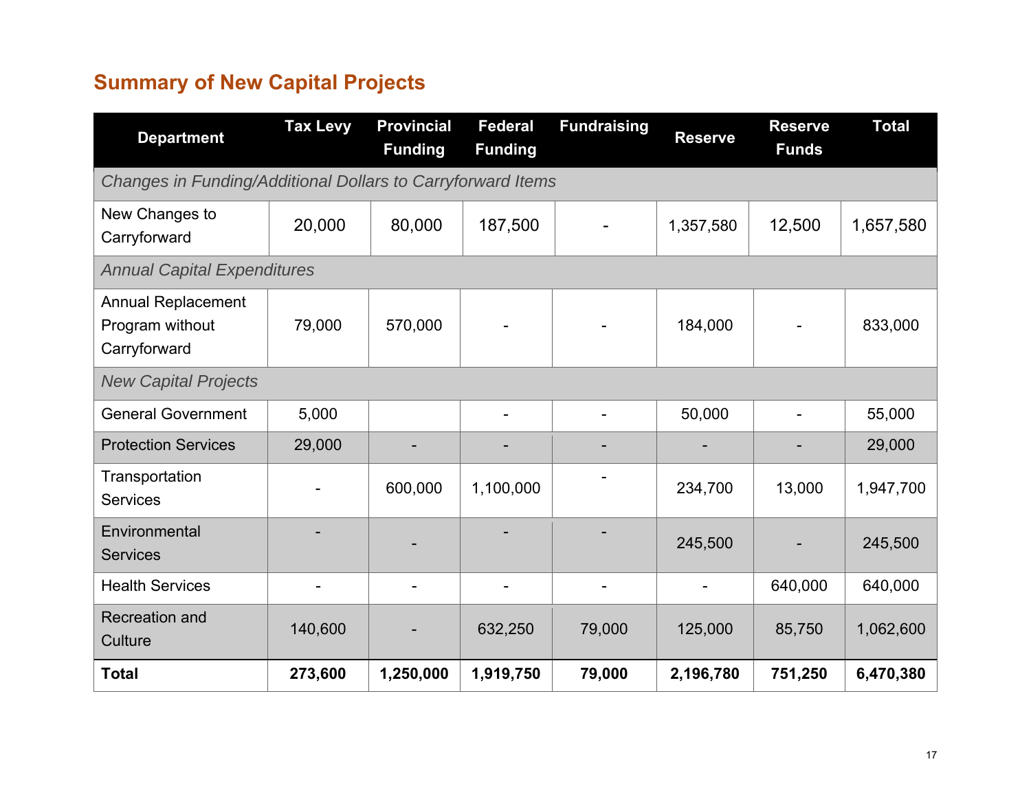## Summary of New Capital Projects

| Department | Tax Levy | Provincial Funding | Federal Funding | Fundraising | Reserve | Reserve Funds | Total |
|---|---|---|---|---|---|---|---|
| *Changes in Funding/Additional Dollars to Carryforward Items* | | | | | | | |
| New Changes to Carryforward | 20,000 | 80,000 | 187,500 | - | 1,357,580 | 12,500 | 1,657,580 |
| *Annual Capital Expenditures* | | | | | | | |
| Annual Replacement Program without Carryforward | 79,000 | 570,000 | - | - | 184,000 | - | 833,000 |
| *New Capital Projects* | | | | | | | |
| General Government | 5,000 | | - | - | 50,000 | - | 55,000 |
| Protection Services | 29,000 | - | - | - | - | - | 29,000 |
| Transportation Services | - | 600,000 | 1,100,000 | - | 234,700 | 13,000 | 1,947,700 |
| Environmental Services | - | - | - | - | 245,500 | - | 245,500 |
| Health Services | - | - | - | - | - | 640,000 | 640,000 |
| Recreation and Culture | 140,600 | - | 632,250 | 79,000 | 125,000 | 85,750 | 1,062,600 |
| **Total** | **273,600** | **1,250,000** | **1,919,750** | **79,000** | **2,196,780** | **751,250** | **6,470,380** |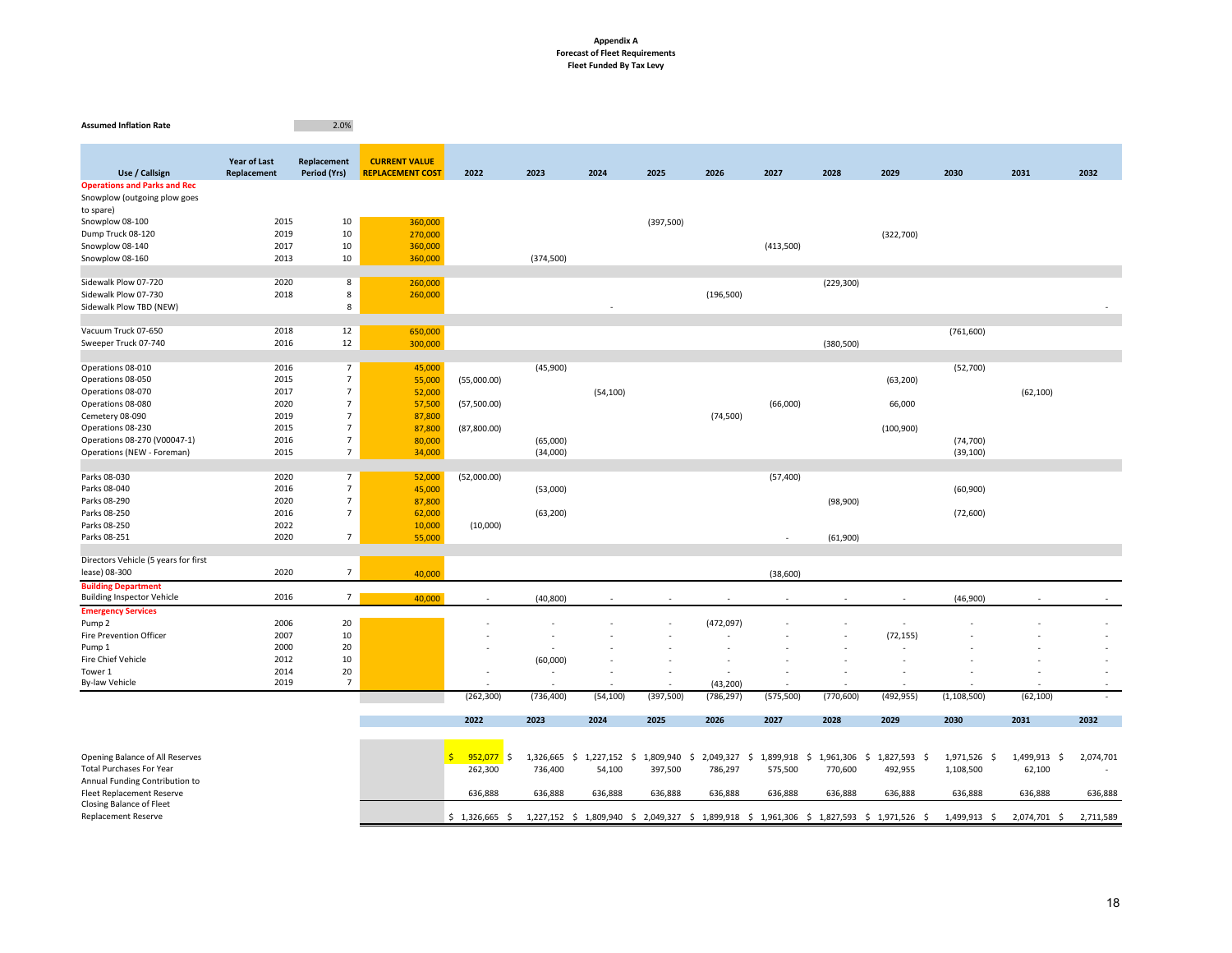**Appendix A**
**Forecast of Fleet Requirements**
**Fleet Funded By Tax Levy**

**Assumed Inflation Rate** 2.0%

| Use / Callsign | Year of Last Replacement | Replacement Period (Yrs) | CURRENT VALUE REPLACEMENT COST | 2022 | 2023 | 2024 | 2025 | 2026 | 2027 | 2028 | 2029 | 2030 | 2031 | 2032 |
|---|---|---|---|---|---|---|---|---|---|---|---|---|---|---|
| **Operations and Parks and Rec** | | | | | | | | | | | | | | |
| Snowplow (outgoing plow goes to spare) | | | | | | | | | | | | | | |
| Snowplow 08-100 | 2015 | 10 | 360,000 | | | | (397,500) | | | | | | | |
| Dump Truck 08-120 | 2019 | 10 | 270,000 | | | | | | | | (322,700) | | | |
| Snowplow 08-140 | 2017 | 10 | 360,000 | | | | | | (413,500) | | | | | |
| Snowplow 08-160 | 2013 | 10 | 360,000 | | (374,500) | | | | | | | | | |
| | | | | | | | | | | | | | | |
| Sidewalk Plow 07-720 | 2020 | 8 | 260,000 | | | | | | | (229,300) | | | | |
| Sidewalk Plow 07-730 | 2018 | 8 | 260,000 | | | | | (196,500) | | | | | | |
| Sidewalk Plow TBD (NEW) | | 8 | | | | - | | | | | | | | - |
| | | | | | | | | | | | | | | |
| Vacuum Truck 07-650 | 2018 | 12 | 650,000 | | | | | | | | | (761,600) | | |
| Sweeper Truck 07-740 | 2016 | 12 | 300,000 | | | | | | | (380,500) | | | | |
| | | | | | | | | | | | | | | |
| Operations 08-010 | 2016 | 7 | 45,000 | | (45,900) | | | | | | | (52,700) | | |
| Operations 08-050 | 2015 | 7 | 55,000 | (55,000.00) | | | | | | | (63,200) | | | |
| Operations 08-070 | 2017 | 7 | 52,000 | | | (54,100) | | | | | | | (62,100) | |
| Operations 08-080 | 2020 | 7 | 57,500 | (57,500.00) | | | | | (66,000) | | 66,000 | | | |
| Cemetery 08-090 | 2019 | 7 | 87,800 | | | | | (74,500) | | | | | | |
| Operations 08-230 | 2015 | 7 | 87,800 | (87,800.00) | | | | | | | (100,900) | | | |
| Operations 08-270 (V00047-1) | 2016 | 7 | 80,000 | | (65,000) | | | | | | | (74,700) | | |
| Operations (NEW - Foreman) | 2015 | 7 | 34,000 | | (34,000) | | | | | | | (39,100) | | |
| | | | | | | | | | | | | | | |
| Parks 08-030 | 2020 | 7 | 52,000 | (52,000.00) | | | | | (57,400) | | | | | |
| Parks 08-040 | 2016 | 7 | 45,000 | | (53,000) | | | | | | | (60,900) | | |
| Parks 08-290 | 2020 | 7 | 87,800 | | | | | | | (98,900) | | | | |
| Parks 08-250 | 2016 | 7 | 62,000 | | (63,200) | | | | | | | (72,600) | | |
| Parks 08-250 | 2022 | | 10,000 | (10,000) | | | | | | | | | | |
| Parks 08-251 | 2020 | 7 | 55,000 | | | | | | - | (61,900) | | | | |
| | | | | | | | | | | | | | | |
| Directors Vehicle (5 years for first lease) 08-300 | 2020 | 7 | 40,000 | | | | | | (38,600) | | | | | |
| **Building Department** | | | | | | | | | | | | | | |
| Building Inspector Vehicle | 2016 | 7 | 40,000 | - | (40,800) | - | - | - | - | - | - | (46,900) | - | - |
| **Emergency Services** | | | | | | | | | | | | | | |
| Pump 2 | 2006 | 20 | | - | - | - | - | (472,097) | - | - | - | - | - | - |
| Fire Prevention Officer | 2007 | 10 | | - | - | - | - | - | - | - | (72,155) | - | - | - |
| Pump 1 | 2000 | 20 | | - | - | - | - | - | - | - | - | - | - | - |
| Fire Chief Vehicle | 2012 | 10 | | - | (60,000) | - | - | - | - | - | - | - | - | - |
| Tower 1 | 2014 | 20 | | - | - | - | - | - | - | - | - | - | - | - |
| By-law Vehicle | 2019 | 7 | | - | - | - | - | (43,200) | - | - | - | - | - | - |
| | | | | (262,300) | (736,400) | (54,100) | (397,500) | (786,297) | (575,500) | (770,600) | (492,955) | (1,108,500) | (62,100) | - |

| | 2022 | 2023 | 2024 | 2025 | 2026 | 2027 | 2028 | 2029 | 2030 | 2031 | 2032 |
|---|---|---|---|---|---|---|---|---|---|---|---|
| Opening Balance of All Reserves | $ 952,077 | $ 1,326,665 | $ 1,227,152 | $ 1,809,940 | $ 2,049,327 | $ 1,899,918 | $ 1,961,306 | $ 1,827,593 | $ 1,971,526 | $ 1,499,913 | $ 2,074,701 |
| Total Purchases For Year | 262,300 | 736,400 | 54,100 | 397,500 | 786,297 | 575,500 | 770,600 | 492,955 | 1,108,500 | 62,100 | - |
| Annual Funding Contribution to Fleet Replacement Reserve | 636,888 | 636,888 | 636,888 | 636,888 | 636,888 | 636,888 | 636,888 | 636,888 | 636,888 | 636,888 | 636,888 |
| Closing Balance of Fleet Replacement Reserve | $ 1,326,665 | $ 1,227,152 | $ 1,809,940 | $ 2,049,327 | $ 1,899,918 | $ 1,961,306 | $ 1,827,593 | $ 1,971,526 | $ 1,499,913 | $ 2,074,701 | $ 2,711,589 |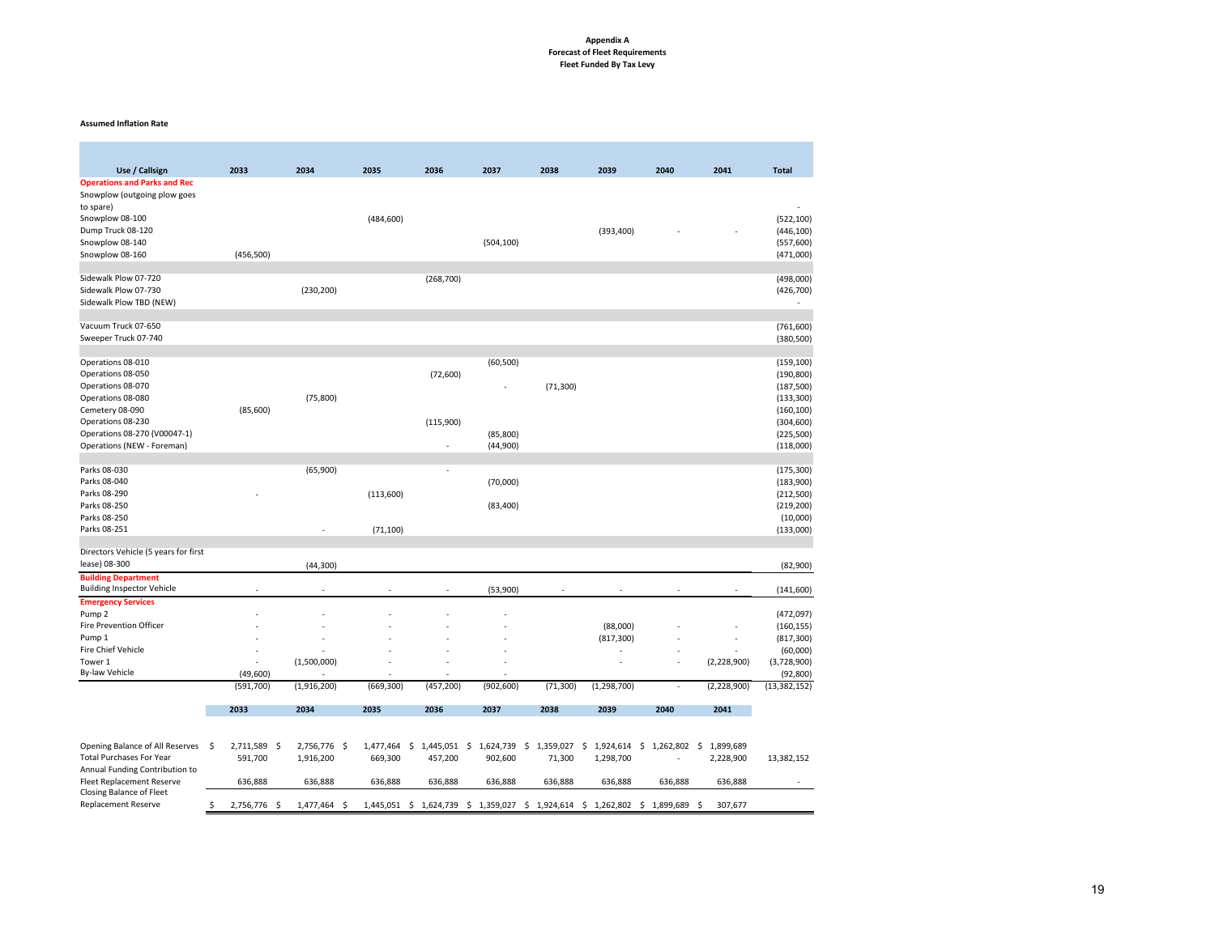**Appendix A**
**Forecast of Fleet Requirements**
**Fleet Funded By Tax Levy**

**Assumed Inflation Rate**

| Use / Callsign | 2033 | 2034 | 2035 | 2036 | 2037 | 2038 | 2039 | 2040 | 2041 | Total |
|---|---|---|---|---|---|---|---|---|---|---|
| **Operations and Parks and Rec** | | | | | | | | | | |
| Snowplow (outgoing plow goes to spare) | | | | | | | | | | - |
| Snowplow 08-100 | | | (484,600) | | | | | | | (522,100) |
| Dump Truck 08-120 | | | | | | | (393,400) | - | - | (446,100) |
| Snowplow 08-140 | | | | | (504,100) | | | | | (557,600) |
| Snowplow 08-160 | (456,500) | | | | | | | | | (471,000) |
| | | | | | | | | | | |
| Sidewalk Plow 07-720 | | | | (268,700) | | | | | | (498,000) |
| Sidewalk Plow 07-730 | | (230,200) | | | | | | | | (426,700) |
| Sidewalk Plow TBD (NEW) | | | | | | | | | | - |
| | | | | | | | | | | |
| Vacuum Truck 07-650 | | | | | | | | | | (761,600) |
| Sweeper Truck 07-740 | | | | | | | | | | (380,500) |
| | | | | | | | | | | |
| Operations 08-010 | | | | | (60,500) | | | | | (159,100) |
| Operations 08-050 | | | | (72,600) | | | | | | (190,800) |
| Operations 08-070 | | | | | - | (71,300) | | | | (187,500) |
| Operations 08-080 | | (75,800) | | | | | | | | (133,300) |
| Cemetery 08-090 | (85,600) | | | | | | | | | (160,100) |
| Operations 08-230 | | | | (115,900) | | | | | | (304,600) |
| Operations 08-270 (V00047-1) | | | | | (85,800) | | | | | (225,500) |
| Operations (NEW - Foreman) | | | | - | (44,900) | | | | | (118,000) |
| | | | | | | | | | | |
| Parks 08-030 | | (65,900) | | - | | | | | | (175,300) |
| Parks 08-040 | | | | | (70,000) | | | | | (183,900) |
| Parks 08-290 | - | | (113,600) | | | | | | | (212,500) |
| Parks 08-250 | | | | | (83,400) | | | | | (219,200) |
| Parks 08-250 | | | | | | | | | | (10,000) |
| Parks 08-251 | | - | (71,100) | | | | | | | (133,000) |
| | | | | | | | | | | |
| Directors Vehicle (5 years for first lease) 08-300 | | (44,300) | | | | | | | | (82,900) |
| **Building Department** | | | | | | | | | | |
| Building Inspector Vehicle | - | - | - | - | (53,900) | - | - | - | - | (141,600) |
| **Emergency Services** | | | | | | | | | | |
| Pump 2 | - | - | - | - | - | | | | | (472,097) |
| Fire Prevention Officer | - | - | - | - | - | | (88,000) | - | - | (160,155) |
| Pump 1 | - | - | - | - | - | | (817,300) | - | - | (817,300) |
| Fire Chief Vehicle | - | - | - | - | - | | - | - | - | (60,000) |
| Tower 1 | - | (1,500,000) | - | - | - | | - | - | (2,228,900) | (3,728,900) |
| By-law Vehicle | (49,600) | - | - | - | - | | | | | (92,800) |
| | (591,700) | (1,916,200) | (669,300) | (457,200) | (902,600) | (71,300) | (1,298,700) | - | (2,228,900) | (13,382,152) |

| | 2033 | 2034 | 2035 | 2036 | 2037 | 2038 | 2039 | 2040 | 2041 | |
|---|---|---|---|---|---|---|---|---|---|---|
| Opening Balance of All Reserves | $ 2,711,589 | $ 2,756,776 | $ 1,477,464 | $ 1,445,051 | $ 1,624,739 | $ 1,359,027 | $ 1,924,614 | $ 1,262,802 | $ 1,899,689 | |
| Total Purchases For Year | 591,700 | 1,916,200 | 669,300 | 457,200 | 902,600 | 71,300 | 1,298,700 | - | 2,228,900 | 13,382,152 |
| Annual Funding Contribution to Fleet Replacement Reserve | 636,888 | 636,888 | 636,888 | 636,888 | 636,888 | 636,888 | 636,888 | 636,888 | 636,888 | - |
| Closing Balance of Fleet Replacement Reserve | $ 2,756,776 | $ 1,477,464 | $ 1,445,051 | $ 1,624,739 | $ 1,359,027 | $ 1,924,614 | $ 1,262,802 | $ 1,899,689 | $ 307,677 | |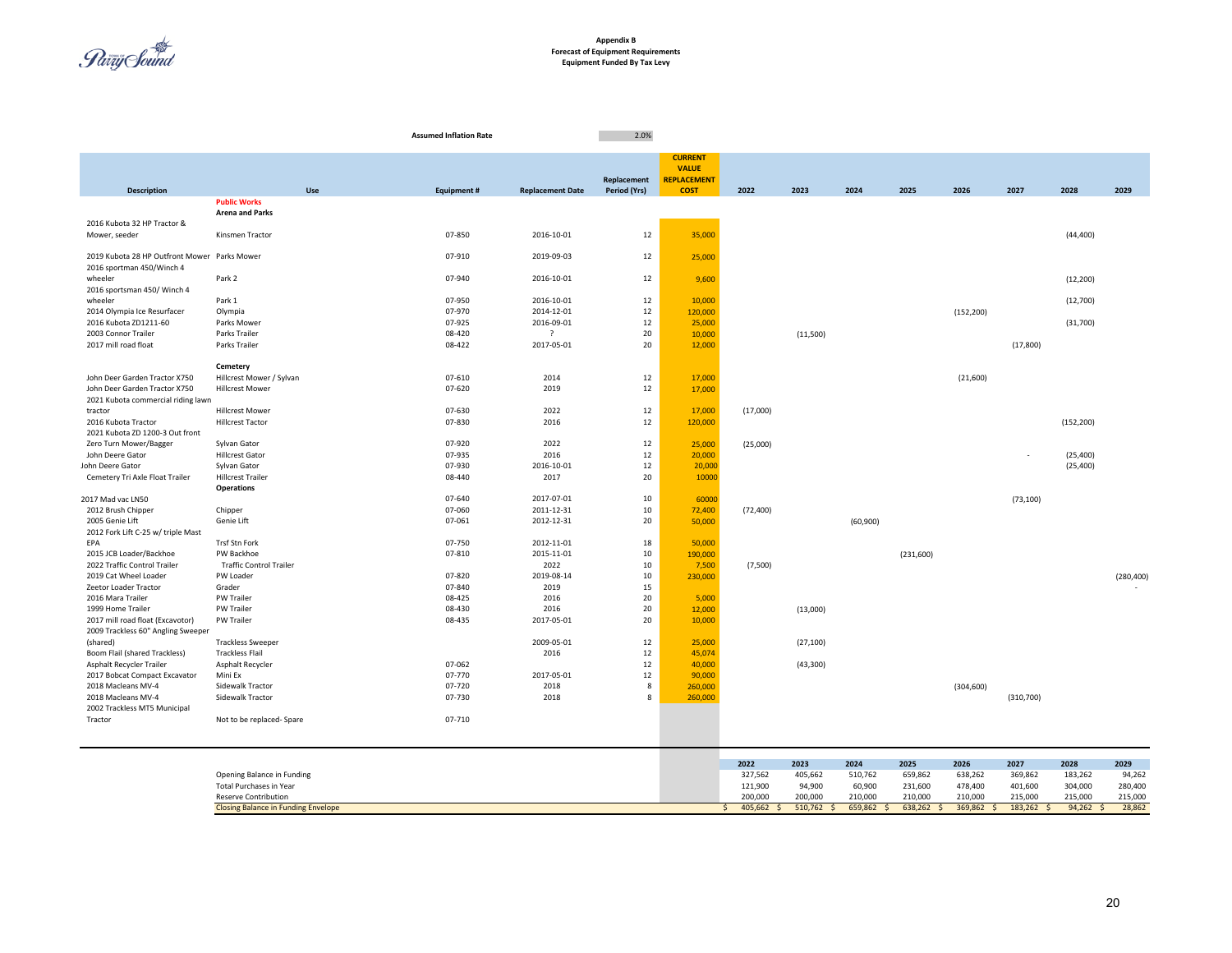**Appendix B**
**Forecast of Equipment Requirements**
**Equipment Funded By Tax Levy**

**Assumed Inflation Rate** 2.0%

| Description | Use | Equipment # | Replacement Date | Replacement Period (Yrs) | CURRENT VALUE REPLACEMENT COST | 2022 | 2023 | 2024 | 2025 | 2026 | 2027 | 2028 | 2029 |
|---|---|---|---|---|---|---|---|---|---|---|---|---|---|
| | **Public Works** | | | | | | | | | | | | |
| | **Arena and Parks** | | | | | | | | | | | | |
| 2016 Kubota 32 HP Tractor & Mower, seeder | Kinsmen Tractor | 07-850 | 2016-10-01 | 12 | 35,000 | | | | | | | (44,400) | |
| 2019 Kubota 28 HP Outfront Mower | Parks Mower | 07-910 | 2019-09-03 | 12 | 25,000 | | | | | | | | |
| 2016 sportman 450/Winch 4 wheeler | Park 2 | 07-940 | 2016-10-01 | 12 | 9,600 | | | | | | | (12,200) | |
| 2016 sportsman 450/ Winch 4 wheeler | Park 1 | 07-950 | 2016-10-01 | 12 | 10,000 | | | | | | | (12,700) | |
| 2014 Olympia Ice Resurfacer | Olympia | 07-970 | 2014-12-01 | 12 | 120,000 | | | | | (152,200) | | | |
| 2016 Kubota ZD1211-60 | Parks Mower | 07-925 | 2016-09-01 | 12 | 25,000 | | | | | | | (31,700) | |
| 2003 Connor Trailer | Parks Trailer | 08-420 | ? | 20 | 10,000 | | (11,500) | | | | | | |
| 2017 mill road float | Parks Trailer | 08-422 | 2017-05-01 | 20 | 12,000 | | | | | | (17,800) | | |
| | **Cemetery** | | | | | | | | | | | | |
| John Deer Garden Tractor X750 | Hillcrest Mower / Sylvan | 07-610 | 2014 | 12 | 17,000 | | | | | (21,600) | | | |
| John Deer Garden Tractor X750 | Hillcrest Mower | 07-620 | 2019 | 12 | 17,000 | | | | | | | | |
| 2021 Kubota commercial riding lawn tractor | Hillcrest Mower | 07-630 | 2022 | 12 | 17,000 | (17,000) | | | | | | | |
| 2016 Kubota Tractor | Hillcrest Tactor | 07-830 | 2016 | 12 | 120,000 | | | | | | | (152,200) | |
| 2021 Kubota ZD 1200-3 Out front Zero Turn Mower/Bagger | Sylvan Gator | 07-920 | 2022 | 12 | 25,000 | (25,000) | | | | | | | |
| John Deere Gator | Hillcrest Gator | 07-935 | 2016 | 12 | 20,000 | | | | | | - | (25,400) | |
| John Deere Gator | Sylvan Gator | 07-930 | 2016-10-01 | 12 | 20,000 | | | | | | | (25,400) | |
| Cemetery Tri Axle Float Trailer | Hillcrest Trailer | 08-440 | 2017 | 20 | 10000 | | | | | | | | |
| | **Operations** | | | | | | | | | | | | |
| 2017 Mad vac LN50 | | 07-640 | 2017-07-01 | 10 | 60000 | | | | | | (73,100) | | |
| 2012 Brush Chipper | Chipper | 07-060 | 2011-12-31 | 10 | 72,400 | (72,400) | | | | | | | |
| 2005 Genie Lift | Genie Lift | 07-061 | 2012-12-31 | 20 | 50,000 | | | (60,900) | | | | | |
| 2012 Fork Lift C-25 w/ triple Mast EPA | Trsf Stn Fork | 07-750 | 2012-11-01 | 18 | 50,000 | | | | | | | | |
| 2015 JCB Loader/Backhoe | PW Backhoe | 07-810 | 2015-11-01 | 10 | 190,000 | | | | (231,600) | | | | |
| 2022 Traffic Control Trailer | Traffic Control Trailer | | 2022 | 10 | 7,500 | (7,500) | | | | | | | |
| 2019 Cat Wheel Loader | PW Loader | 07-820 | 2019-08-14 | 10 | 230,000 | | | | | | | | (280,400) |
| Zeetor Loader Tractor | Grader | 07-840 | 2019 | 15 | | | | | | | | | - |
| 2016 Mara Trailer | PW Trailer | 08-425 | 2016 | 20 | 5,000 | | | | | | | | |
| 1999 Home Trailer | PW Trailer | 08-430 | 2016 | 20 | 12,000 | | (13,000) | | | | | | |
| 2017 mill road float (Excavotor) | PW Trailer | 08-435 | 2017-05-01 | 20 | 10,000 | | | | | | | | |
| 2009 Trackless 60" Angling Sweeper (shared) | Trackless Sweeper | | 2009-05-01 | 12 | 25,000 | | (27,100) | | | | | | |
| Boom Flail (shared Trackless) | Trackless Flail | | 2016 | 12 | 45,074 | | | | | | | | |
| Asphalt Recycler Trailer | Asphalt Recycler | 07-062 | | 12 | 40,000 | | (43,300) | | | | | | |
| 2017 Bobcat Compact Excavator | Mini Ex | 07-770 | 2017-05-01 | 12 | 90,000 | | | | | | | | |
| 2018 Macleans MV-4 | Sidewalk Tractor | 07-720 | 2018 | 8 | 260,000 | | | | | (304,600) | | | |
| 2018 Macleans MV-4 | Sidewalk Tractor | 07-730 | 2018 | 8 | 260,000 | | | | | | (310,700) | | |
| 2002 Trackless MT5 Municipal Tractor | Not to be replaced- Spare | 07-710 | | | | | | | | | | | |

| | 2022 | 2023 | 2024 | 2025 | 2026 | 2027 | 2028 | 2029 |
|---|---|---|---|---|---|---|---|---|
| Opening Balance in Funding | 327,562 | 405,662 | 510,762 | 659,862 | 638,262 | 369,862 | 183,262 | 94,262 |
| Total Purchases in Year | 121,900 | 94,900 | 60,900 | 231,600 | 478,400 | 401,600 | 304,000 | 280,400 |
| Reserve Contribution | 200,000 | 200,000 | 210,000 | 210,000 | 210,000 | 215,000 | 215,000 | 215,000 |
| Closing Balance in Funding Envelope | $ 405,662 | $ 510,762 | $ 659,862 | $ 638,262 | $ 369,862 | $ 183,262 | $ 94,262 | $ 28,862 |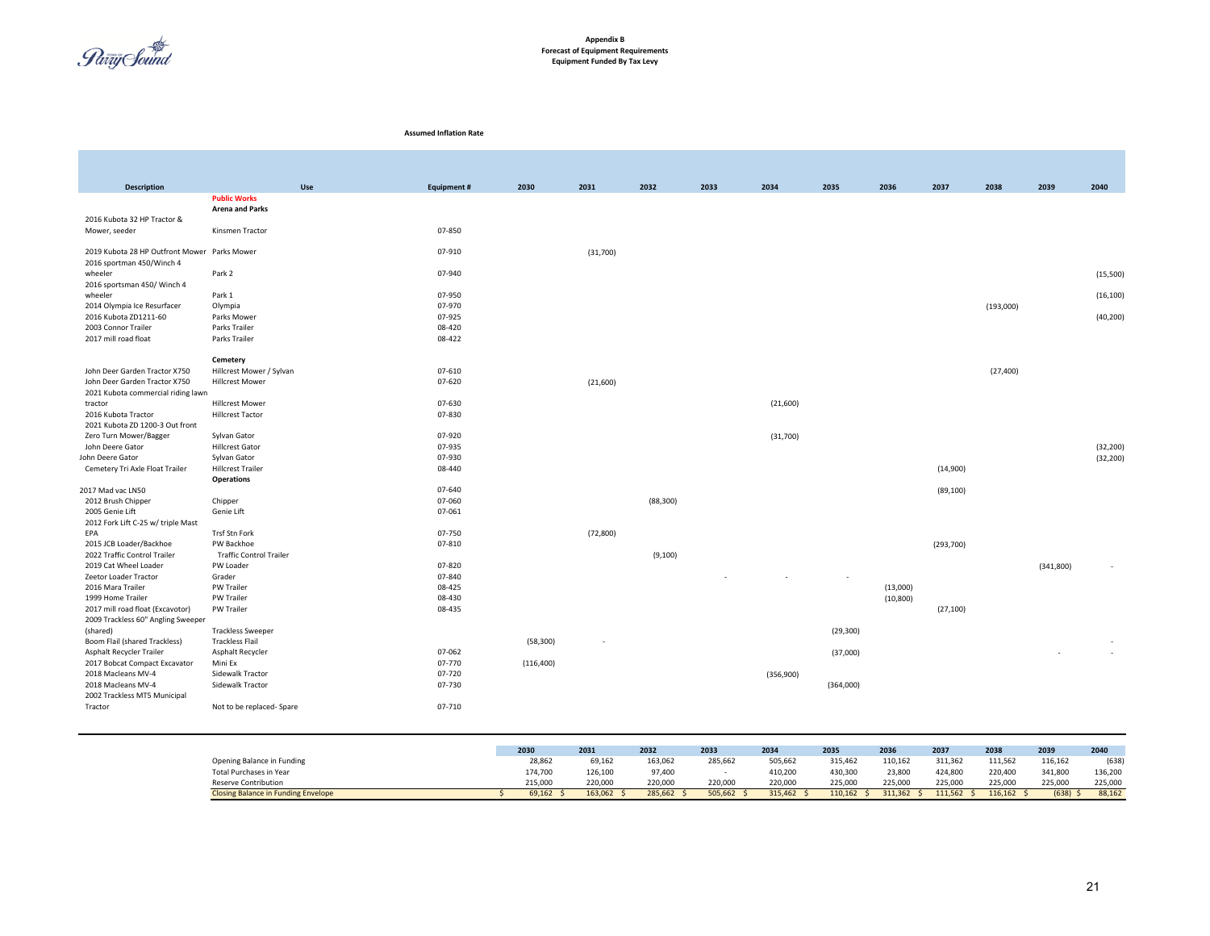**Appendix B**
**Forecast of Equipment Requirements**
**Equipment Funded By Tax Levy**

**Assumed Inflation Rate**

| Description | Use | Equipment # | 2030 | 2031 | 2032 | 2033 | 2034 | 2035 | 2036 | 2037 | 2038 | 2039 | 2040 |
|---|---|---|---|---|---|---|---|---|---|---|---|---|---|
| | **Public Works** | | | | | | | | | | | | |
| | **Arena and Parks** | | | | | | | | | | | | |
| 2016 Kubota 32 HP Tractor & Mower, seeder | Kinsmen Tractor | 07-850 | | | | | | | | | | | |
| 2019 Kubota 28 HP Outfront Mower | Parks Mower | 07-910 | | (31,700) | | | | | | | | | |
| 2016 sportsman 450/Winch 4 wheeler | Park 2 | 07-940 | | | | | | | | | | | (15,500) |
| 2016 sportsman 450/ Winch 4 wheeler | Park 1 | 07-950 | | | | | | | | | | | (16,100) |
| 2014 Olympia Ice Resurfacer | Olympia | 07-970 | | | | | | | | | (193,000) | | |
| 2016 Kubota ZD1211-60 | Parks Mower | 07-925 | | | | | | | | | | | (40,200) |
| 2003 Connor Trailer | Parks Trailer | 08-420 | | | | | | | | | | | |
| 2017 mill road float | Parks Trailer | 08-422 | | | | | | | | | | | |
| | **Cemetery** | | | | | | | | | | | | |
| John Deer Garden Tractor X750 | Hillcrest Mower / Sylvan | 07-610 | | | | | | | | | (27,400) | | |
| John Deer Garden Tractor X750 | Hillcrest Mower | 07-620 | | (21,600) | | | | | | | | | |
| 2021 Kubota commercial riding lawn tractor | Hillcrest Mower | 07-630 | | | | | (21,600) | | | | | | |
| 2016 Kubota Tractor | Hillcrest Tactor | 07-830 | | | | | | | | | | | |
| 2021 Kubota ZD 1200-3 Out front Zero Turn Mower/Bagger | Sylvan Gator | 07-920 | | | | | (31,700) | | | | | | |
| John Deere Gator | Hillcrest Gator | 07-935 | | | | | | | | | | | (32,200) |
| John Deere Gator | Sylvan Gator | 07-930 | | | | | | | | | | | (32,200) |
| Cemetery Tri Axle Float Trailer | Hillcrest Trailer | 08-440 | | | | | | | | (14,900) | | | |
| | **Operations** | | | | | | | | | | | | |
| 2017 Mad vac LN50 | | 07-640 | | | | | | | | (89,100) | | | |
| 2012 Brush Chipper | Chipper | 07-060 | | | (88,300) | | | | | | | | |
| 2005 Genie Lift | Genie Lift | 07-061 | | | | | | | | | | | |
| 2012 Fork Lift C-25 w/ triple Mast EPA | Trsf Stn Fork | 07-750 | | (72,800) | | | | | | | | | |
| 2015 JCB Loader/Backhoe | PW Backhoe | 07-810 | | | | | | | | (293,700) | | | |
| 2022 Traffic Control Trailer | Traffic Control Trailer | | | | (9,100) | | | | | | | | |
| 2019 Cat Wheel Loader | PW Loader | 07-820 | | | | | | | | | | (341,800) | - |
| Zeetor Loader Tractor | Grader | 07-840 | | | | - | - | - | | | | | |
| 2016 Mara Trailer | PW Trailer | 08-425 | | | | | | | (13,000) | | | | |
| 1999 Home Trailer | PW Trailer | 08-430 | | | | | | | (10,800) | | | | |
| 2017 mill road float (Excavotor) | PW Trailer | 08-435 | | | | | | | | (27,100) | | | |
| 2009 Trackless 60" Angling Sweeper (shared) | Trackless Sweeper | | | | | | | (29,300) | | | | | |
| Boom Flail (shared Trackless) | Trackless Flail | | (58,300) | - | | | | | | | | | - |
| Asphalt Recycler Trailer | Asphalt Recycler | 07-062 | | | | | | (37,000) | | | | - | - |
| 2017 Bobcat Compact Excavator | Mini Ex | 07-770 | (116,400) | | | | | | | | | | |
| 2018 Macleans MV-4 | Sidewalk Tractor | 07-720 | | | | | (356,900) | | | | | | |
| 2018 Macleans MV-4 | Sidewalk Tractor | 07-730 | | | | | | (364,000) | | | | | |
| 2002 Trackless MT5 Municipal Tractor | Not to be replaced- Spare | 07-710 | | | | | | | | | | | |

| | 2030 | 2031 | 2032 | 2033 | 2034 | 2035 | 2036 | 2037 | 2038 | 2039 | 2040 |
|---|---|---|---|---|---|---|---|---|---|---|---|
| Opening Balance in Funding | 28,862 | 69,162 | 163,062 | 285,662 | 505,662 | 315,462 | 110,162 | 311,362 | 111,562 | 116,162 | (638) |
| Total Purchases in Year | 174,700 | 126,100 | 97,400 | - | 410,200 | 430,300 | 23,800 | 424,800 | 220,400 | 341,800 | 136,200 |
| Reserve Contribution | 215,000 | 220,000 | 220,000 | 220,000 | 220,000 | 225,000 | 225,000 | 225,000 | 225,000 | 225,000 | 225,000 |
| Closing Balance in Funding Envelope | $ 69,162 | $ 163,062 | $ 285,662 | $ 505,662 | $ 315,462 | $ 110,162 | $ 311,362 | $ 111,562 | $ 116,162 | $ (638) | $ 88,162 |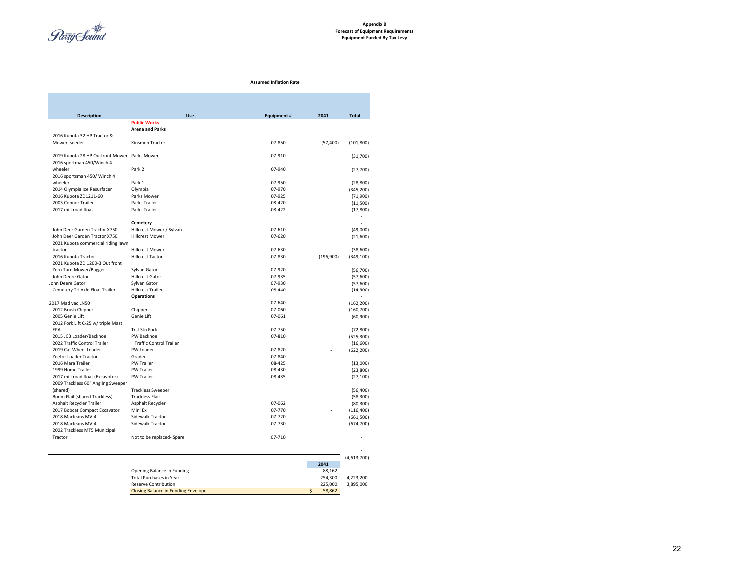**Appendix B**
**Forecast of Equipment Requirements**
**Equipment Funded By Tax Levy**

**Assumed Inflation Rate**

| Description | Use | Equipment # | 2041 | Total |
|---|---|---|---|---|
| | **Public Works** | | | |
| | **Arena and Parks** | | | |
| 2016 Kubota 32 HP Tractor & Mower, seeder | Kinsmen Tractor | 07-850 | (57,400) | (101,800) |
| 2019 Kubota 28 HP Outfront Mower | Parks Mower | 07-910 | | (31,700) |
| 2016 sportman 450/Winch 4 wheeler | Park 2 | 07-940 | | (27,700) |
| 2016 sportsman 450/ Winch 4 wheeler | Park 1 | 07-950 | | (28,800) |
| 2014 Olympia Ice Resurfacer | Olympia | 07-970 | | (345,200) |
| 2016 Kubota ZD1211-60 | Parks Mower | 07-925 | | (71,900) |
| 2003 Connor Trailer | Parks Trailer | 08-420 | | (11,500) |
| 2017 mill road float | Parks Trailer | 08-422 | | (17,800) |
| | | | | - |
| | **Cemetery** | | | - |
| John Deer Garden Tractor X750 | Hillcrest Mower / Sylvan | 07-610 | | (49,000) |
| John Deer Garden Tractor X750 | Hillcrest Mower | 07-620 | | (21,600) |
| 2021 Kubota commercial riding lawn tractor | Hillcrest Mower | 07-630 | | (38,600) |
| 2016 Kubota Tractor | Hillcrest Tactor | 07-830 | (196,900) | (349,100) |
| 2021 Kubota ZD 1200-3 Out front Zero Turn Mower/Bagger | Sylvan Gator | 07-920 | | (56,700) |
| John Deere Gator | Hillcrest Gator | 07-935 | | (57,600) |
| John Deere Gator | Sylvan Gator | 07-930 | | (57,600) |
| Cemetery Tri Axle Float Trailer | Hillcrest Trailer | 08-440 | | (14,900) |
| | **Operations** | | | - |
| 2017 Mad vac LN50 | | 07-640 | | (162,200) |
| 2012 Brush Chipper | Chipper | 07-060 | | (160,700) |
| 2005 Genie Lift | Genie Lift | 07-061 | | (60,900) |
| 2012 Fork Lift C-25 w/ triple Mast EPA | Trsf Stn Fork | 07-750 | | (72,800) |
| 2015 JCB Loader/Backhoe | PW Backhoe | 07-810 | | (525,300) |
| 2022 Traffic Control Trailer | Traffic Control Trailer | | | (16,600) |
| 2019 Cat Wheel Loader | PW Loader | 07-820 | - | (622,200) |
| Zeetor Loader Tractor | Grader | 07-840 | | - |
| 2016 Mara Trailer | PW Trailer | 08-425 | | (13,000) |
| 1999 Home Trailer | PW Trailer | 08-430 | | (23,800) |
| 2017 mill road float (Excavotor) | PW Trailer | 08-435 | | (27,100) |
| 2009 Trackless 60" Angling Sweeper (shared) | Trackless Sweeper | | | (56,400) |
| Boom Flail (shared Trackless) | Trackless Flail | | | (58,300) |
| Asphalt Recycler Trailer | Asphalt Recycler | 07-062 | - | (80,300) |
| 2017 Bobcat Compact Excavator | Mini Ex | 07-770 | - | (116,400) |
| 2018 Macleans MV-4 | Sidewalk Tractor | 07-720 | | (661,500) |
| 2018 Macleans MV-4 | Sidewalk Tractor | 07-730 | | (674,700) |
| 2002 Trackless MT5 Municipal Tractor | Not to be replaced- Spare | 07-710 | | - |
| | | | | - |
| | | | | - |
| | | | | (4,613,700) |

| | 2041 | |
|---|---|---|
| Opening Balance in Funding | 88,162 | |
| Total Purchases in Year | 254,300 | 4,223,200 |
| Reserve Contribution | 225,000 | 3,895,000 |
| Closing Balance in Funding Envelope | $ 58,862 | |